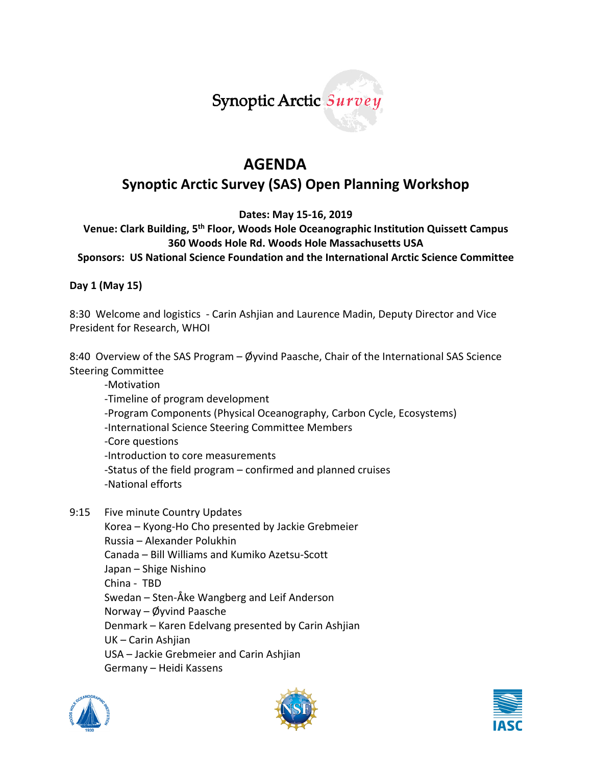Synoptic Arctic Survey

# AGENDA

## Synoptic Arctic Survey (SAS) Open Planning Workshop

**Dates: May 15-16, 2019**
**Venue: Clark Building, 5th Floor, Woods Hole Oceanographic Institution Quissett Campus**
**360 Woods Hole Rd. Woods Hole Massachusetts USA**
**Sponsors: US National Science Foundation and the International Arctic Science Committee**

**Day 1 (May 15)**

8:30 Welcome and logistics - Carin Ashjian and Laurence Madin, Deputy Director and Vice President for Research, WHOI

8:40 Overview of the SAS Program – Øyvind Paasche, Chair of the International SAS Science Steering Committee

- -Motivation
- -Timeline of program development
- -Program Components (Physical Oceanography, Carbon Cycle, Ecosystems)
- -International Science Steering Committee Members
- -Core questions
- -Introduction to core measurements
- -Status of the field program – confirmed and planned cruises
- -National efforts

9:15 Five minute Country Updates

- Korea – Kyong-Ho Cho presented by Jackie Grebmeier
- Russia – Alexander Polukhin
- Canada – Bill Williams and Kumiko Azetsu-Scott
- Japan – Shige Nishino
- China - TBD
- Swedan – Sten-Åke Wangberg and Leif Anderson
- Norway – Øyvind Paasche
- Denmark – Karen Edelvang presented by Carin Ashjian
- UK – Carin Ashjian
- USA – Jackie Grebmeier and Carin Ashjian
- Germany – Heidi Kassens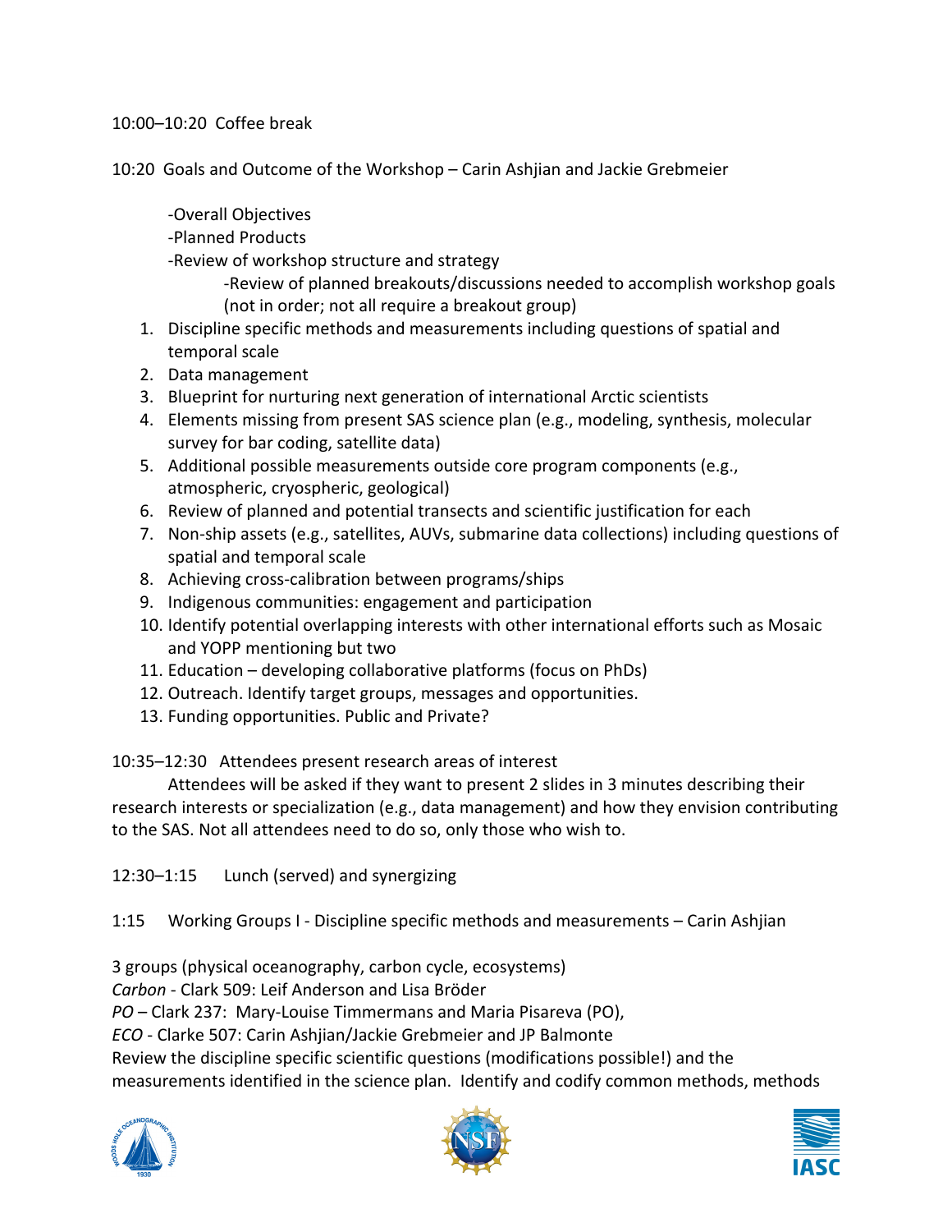10:00–10:20 Coffee break

10:20 Goals and Outcome of the Workshop – Carin Ashjian and Jackie Grebmeier

-Overall Objectives
-Planned Products
-Review of workshop structure and strategy
-Review of planned breakouts/discussions needed to accomplish workshop goals (not in order; not all require a breakout group)

1. Discipline specific methods and measurements including questions of spatial and temporal scale
2. Data management
3. Blueprint for nurturing next generation of international Arctic scientists
4. Elements missing from present SAS science plan (e.g., modeling, synthesis, molecular survey for bar coding, satellite data)
5. Additional possible measurements outside core program components (e.g., atmospheric, cryospheric, geological)
6. Review of planned and potential transects and scientific justification for each
7. Non-ship assets (e.g., satellites, AUVs, submarine data collections) including questions of spatial and temporal scale
8. Achieving cross-calibration between programs/ships
9. Indigenous communities: engagement and participation
10. Identify potential overlapping interests with other international efforts such as Mosaic and YOPP mentioning but two
11. Education – developing collaborative platforms (focus on PhDs)
12. Outreach. Identify target groups, messages and opportunities.
13. Funding opportunities. Public and Private?

10:35–12:30 Attendees present research areas of interest

Attendees will be asked if they want to present 2 slides in 3 minutes describing their research interests or specialization (e.g., data management) and how they envision contributing to the SAS. Not all attendees need to do so, only those who wish to.

12:30–1:15 Lunch (served) and synergizing

1:15 Working Groups I - Discipline specific methods and measurements – Carin Ashjian

3 groups (physical oceanography, carbon cycle, ecosystems)
*Carbon* - Clark 509: Leif Anderson and Lisa Bröder
*PO* – Clark 237: Mary-Louise Timmermans and Maria Pisareva (PO),
*ECO* - Clarke 507: Carin Ashjian/Jackie Grebmeier and JP Balmonte
Review the discipline specific scientific questions (modifications possible!) and the measurements identified in the science plan. Identify and codify common methods, methods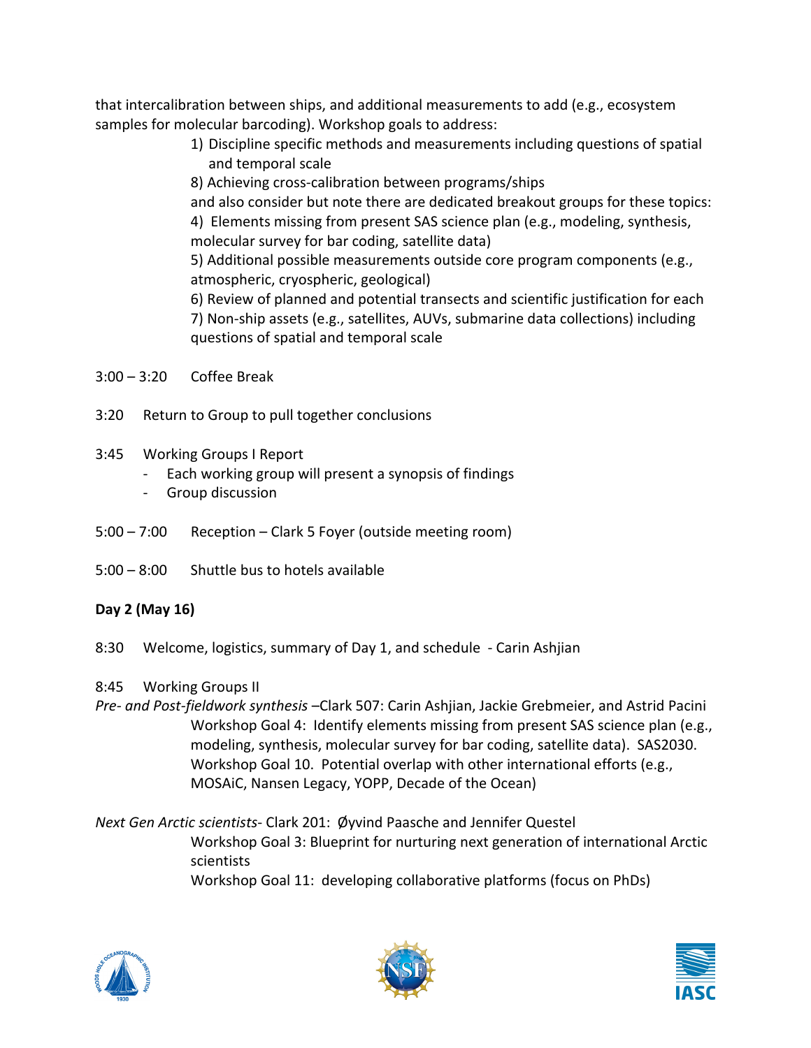that intercalibration between ships, and additional measurements to add (e.g., ecosystem samples for molecular barcoding). Workshop goals to address:

1) Discipline specific methods and measurements including questions of spatial and temporal scale

8) Achieving cross-calibration between programs/ships

and also consider but note there are dedicated breakout groups for these topics:

4) Elements missing from present SAS science plan (e.g., modeling, synthesis, molecular survey for bar coding, satellite data)

5) Additional possible measurements outside core program components (e.g., atmospheric, cryospheric, geological)

6) Review of planned and potential transects and scientific justification for each

7) Non-ship assets (e.g., satellites, AUVs, submarine data collections) including questions of spatial and temporal scale

3:00 – 3:20 Coffee Break

3:20 Return to Group to pull together conclusions

3:45 Working Groups I Report

- Each working group will present a synopsis of findings
- Group discussion

5:00 – 7:00 Reception – Clark 5 Foyer (outside meeting room)

5:00 – 8:00 Shuttle bus to hotels available

**Day 2 (May 16)**

8:30 Welcome, logistics, summary of Day 1, and schedule - Carin Ashjian

8:45 Working Groups II

*Pre- and Post-fieldwork synthesis* –Clark 507: Carin Ashjian, Jackie Grebmeier, and Astrid Pacini

Workshop Goal 4: Identify elements missing from present SAS science plan (e.g., modeling, synthesis, molecular survey for bar coding, satellite data). SAS2030.

Workshop Goal 10. Potential overlap with other international efforts (e.g., MOSAiC, Nansen Legacy, YOPP, Decade of the Ocean)

*Next Gen Arctic scientists*- Clark 201: Øyvind Paasche and Jennifer Questel

Workshop Goal 3: Blueprint for nurturing next generation of international Arctic scientists

Workshop Goal 11: developing collaborative platforms (focus on PhDs)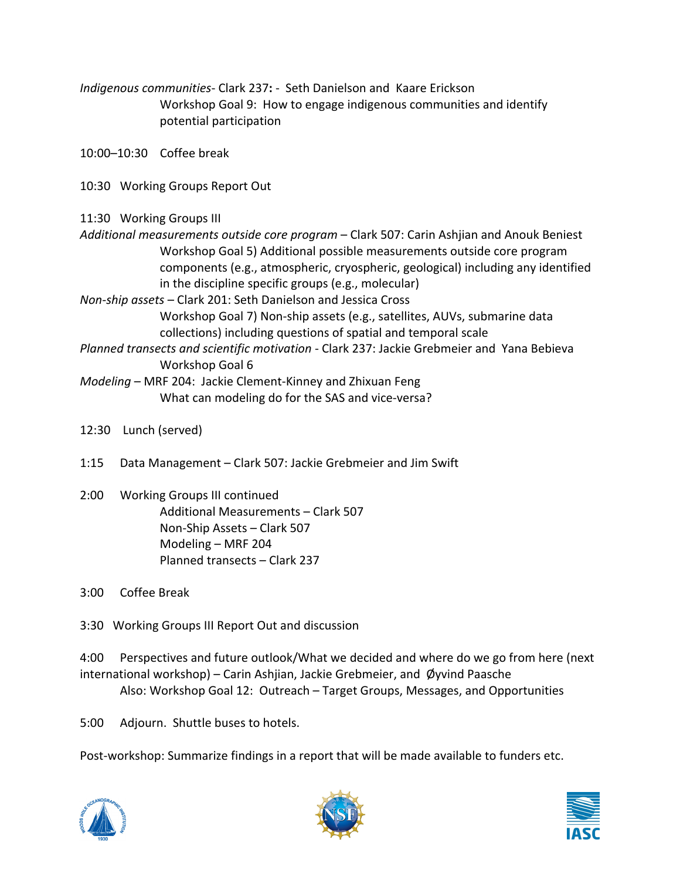*Indigenous communities*- Clark 237**:** - Seth Danielson and Kaare Erickson

Workshop Goal 9: How to engage indigenous communities and identify potential participation

10:00–10:30 Coffee break

10:30 Working Groups Report Out

11:30 Working Groups III

*Additional measurements outside core program* – Clark 507: Carin Ashjian and Anouk Beniest

Workshop Goal 5) Additional possible measurements outside core program components (e.g., atmospheric, cryospheric, geological) including any identified in the discipline specific groups (e.g., molecular)

*Non-ship assets* – Clark 201: Seth Danielson and Jessica Cross

Workshop Goal 7) Non-ship assets (e.g., satellites, AUVs, submarine data collections) including questions of spatial and temporal scale

*Planned transects and scientific motivation* - Clark 237: Jackie Grebmeier and Yana Bebieva

Workshop Goal 6

*Modeling* – MRF 204: Jackie Clement-Kinney and Zhixuan Feng

What can modeling do for the SAS and vice-versa?

12:30 Lunch (served)

1:15 Data Management – Clark 507: Jackie Grebmeier and Jim Swift

2:00 Working Groups III continued

Additional Measurements – Clark 507
Non-Ship Assets – Clark 507
Modeling – MRF 204
Planned transects – Clark 237

3:00 Coffee Break

3:30 Working Groups III Report Out and discussion

4:00 Perspectives and future outlook/What we decided and where do we go from here (next international workshop) – Carin Ashjian, Jackie Grebmeier, and Øyvind Paasche

Also: Workshop Goal 12: Outreach – Target Groups, Messages, and Opportunities

5:00 Adjourn. Shuttle buses to hotels.

Post-workshop: Summarize findings in a report that will be made available to funders etc.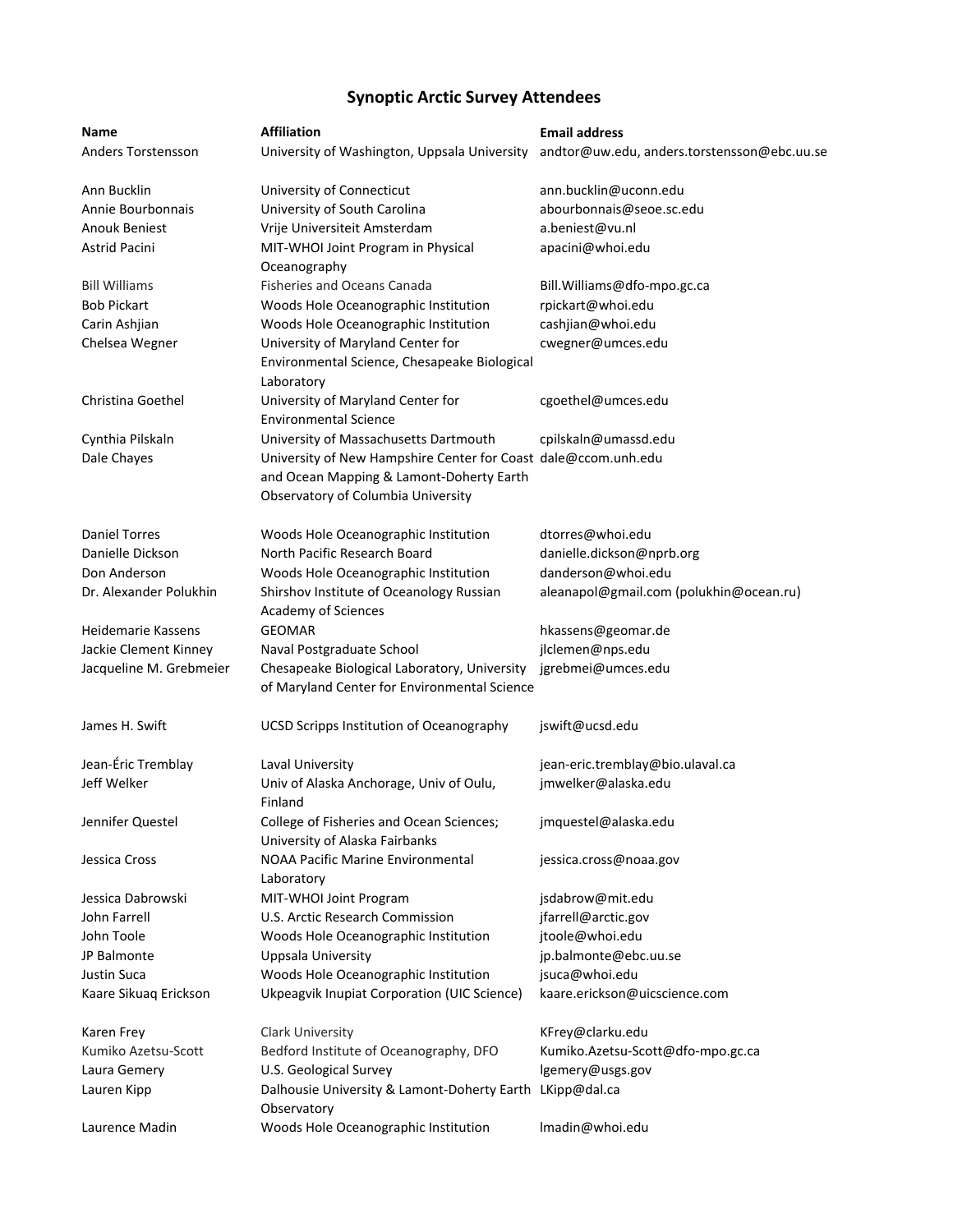## Synoptic Arctic Survey Attendees

| Name | Affiliation | Email address |
|---|---|---|
| Anders Torstensson | University of Washington, Uppsala University | andtor@uw.edu, anders.torstensson@ebc.uu.se |
| Ann Bucklin | University of Connecticut | ann.bucklin@uconn.edu |
| Annie Bourbonnais | University of South Carolina | abourbonnais@seoe.sc.edu |
| Anouk Beniest | Vrije Universiteit Amsterdam | a.beniest@vu.nl |
| Astrid Pacini | MIT-WHOI Joint Program in Physical Oceanography | apacini@whoi.edu |
| Bill Williams | Fisheries and Oceans Canada | Bill.Williams@dfo-mpo.gc.ca |
| Bob Pickart | Woods Hole Oceanographic Institution | rpickart@whoi.edu |
| Carin Ashjian | Woods Hole Oceanographic Institution | cashjian@whoi.edu |
| Chelsea Wegner | University of Maryland Center for Environmental Science, Chesapeake Biological Laboratory | cwegner@umces.edu |
| Christina Goethel | University of Maryland Center for Environmental Science | cgoethel@umces.edu |
| Cynthia Pilskaln | University of Massachusetts Dartmouth | cpilskaln@umassd.edu |
| Dale Chayes | University of New Hampshire Center for Coast and Ocean Mapping & Lamont-Doherty Earth Observatory of Columbia University | dale@ccom.unh.edu |
| Daniel Torres | Woods Hole Oceanographic Institution | dtorres@whoi.edu |
| Danielle Dickson | North Pacific Research Board | danielle.dickson@nprb.org |
| Don Anderson | Woods Hole Oceanographic Institution | danderson@whoi.edu |
| Dr. Alexander Polukhin | Shirshov Institute of Oceanology Russian Academy of Sciences | aleanapol@gmail.com (polukhin@ocean.ru) |
| Heidemarie Kassens | GEOMAR | hkassens@geomar.de |
| Jackie Clement Kinney | Naval Postgraduate School | jlclemen@nps.edu |
| Jacqueline M. Grebmeier | Chesapeake Biological Laboratory, University of Maryland Center for Environmental Science | jgrebmei@umces.edu |
| James H. Swift | UCSD Scripps Institution of Oceanography | jswift@ucsd.edu |
| Jean-Éric Tremblay | Laval University | jean-eric.tremblay@bio.ulaval.ca |
| Jeff Welker | Univ of Alaska Anchorage, Univ of Oulu, Finland | jmwelker@alaska.edu |
| Jennifer Questel | College of Fisheries and Ocean Sciences; University of Alaska Fairbanks | jmquestel@alaska.edu |
| Jessica Cross | NOAA Pacific Marine Environmental Laboratory | jessica.cross@noaa.gov |
| Jessica Dabrowski | MIT-WHOI Joint Program | jsdabrow@mit.edu |
| John Farrell | U.S. Arctic Research Commission | jfarrell@arctic.gov |
| John Toole | Woods Hole Oceanographic Institution | jtoole@whoi.edu |
| JP Balmonte | Uppsala University | jp.balmonte@ebc.uu.se |
| Justin Suca | Woods Hole Oceanographic Institution | jsuca@whoi.edu |
| Kaare Sikuaq Erickson | Ukpeagvik Inupiat Corporation (UIC Science) | kaare.erickson@uicscience.com |
| Karen Frey | Clark University | KFrey@clarku.edu |
| Kumiko Azetsu-Scott | Bedford Institute of Oceanography, DFO | Kumiko.Azetsu-Scott@dfo-mpo.gc.ca |
| Laura Gemery | U.S. Geological Survey | lgemery@usgs.gov |
| Lauren Kipp | Dalhousie University & Lamont-Doherty Earth Observatory | LKipp@dal.ca |
| Laurence Madin | Woods Hole Oceanographic Institution | lmadin@whoi.edu |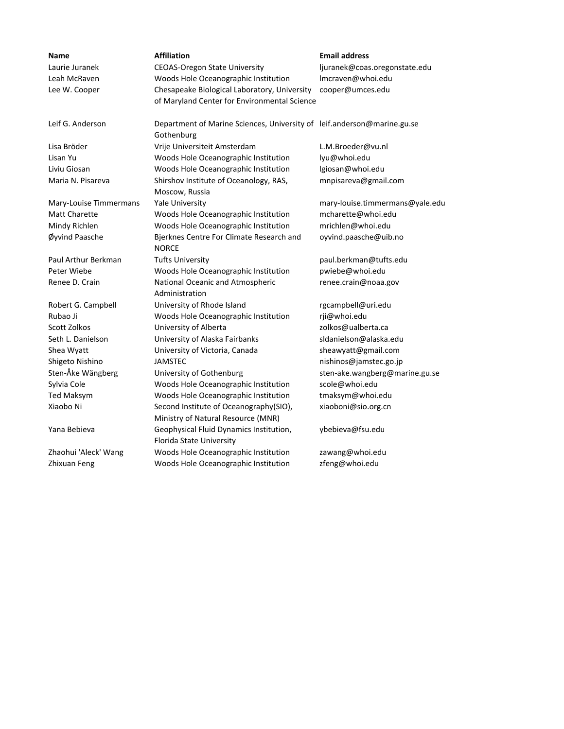| Name | Affiliation | Email address |
|---|---|---|
| Laurie Juranek | CEOAS-Oregon State University | ljuranek@coas.oregonstate.edu |
| Leah McRaven | Woods Hole Oceanographic Institution | lmcraven@whoi.edu |
| Lee W. Cooper | Chesapeake Biological Laboratory, University of Maryland Center for Environmental Science | cooper@umces.edu |
| Leif G. Anderson | Department of Marine Sciences, University of Gothenburg | leif.anderson@marine.gu.se |
| Lisa Bröder | Vrije Universiteit Amsterdam | L.M.Broeder@vu.nl |
| Lisan Yu | Woods Hole Oceanographic Institution | lyu@whoi.edu |
| Liviu Giosan | Woods Hole Oceanographic Institution | lgiosan@whoi.edu |
| Maria N. Pisareva | Shirshov Institute of Oceanology, RAS, Moscow, Russia | mnpisareva@gmail.com |
| Mary-Louise Timmermans | Yale University | mary-louise.timmermans@yale.edu |
| Matt Charette | Woods Hole Oceanographic Institution | mcharette@whoi.edu |
| Mindy Richlen | Woods Hole Oceanographic Institution | mrichlen@whoi.edu |
| Øyvind Paasche | Bjerknes Centre For Climate Research and NORCE | oyvind.paasche@uib.no |
| Paul Arthur Berkman | Tufts University | paul.berkman@tufts.edu |
| Peter Wiebe | Woods Hole Oceanographic Institution | pwiebe@whoi.edu |
| Renee D. Crain | National Oceanic and Atmospheric Administration | renee.crain@noaa.gov |
| Robert G. Campbell | University of Rhode Island | rgcampbell@uri.edu |
| Rubao Ji | Woods Hole Oceanographic Institution | rji@whoi.edu |
| Scott Zolkos | University of Alberta | zolkos@ualberta.ca |
| Seth L. Danielson | University of Alaska Fairbanks | sldanielson@alaska.edu |
| Shea Wyatt | University of Victoria, Canada | sheawyatt@gmail.com |
| Shigeto Nishino | JAMSTEC | nishinos@jamstec.go.jp |
| Sten-Åke Wängberg | University of Gothenburg | sten-ake.wangberg@marine.gu.se |
| Sylvia Cole | Woods Hole Oceanographic Institution | scole@whoi.edu |
| Ted Maksym | Woods Hole Oceanographic Institution | tmaksym@whoi.edu |
| Xiaobo Ni | Second Institute of Oceanography(SIO), Ministry of Natural Resource (MNR) | xiaoboni@sio.org.cn |
| Yana Bebieva | Geophysical Fluid Dynamics Institution, Florida State University | ybebieva@fsu.edu |
| Zhaohui 'Aleck' Wang | Woods Hole Oceanographic Institution | zawang@whoi.edu |
| Zhixuan Feng | Woods Hole Oceanographic Institution | zfeng@whoi.edu |